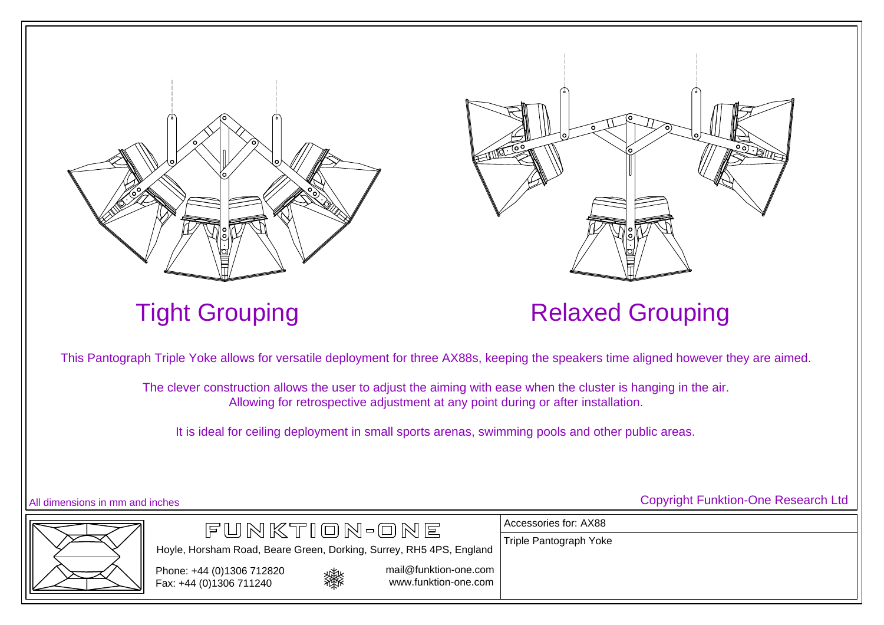## Tight Grouping

## Relaxed Grouping

This Pantograph Triple Yoke allows for versatile deployment for three AX88s, keeping the speakers time aligned however they are aimed.

The clever construction allows the user to adjust the aiming with ease when the cluster is hanging in the air.
Allowing for retrospective adjustment at any point during or after installation.

It is ideal for ceiling deployment in small sports arenas, swimming pools and other public areas.

All dimensions in mm and inches

Copyright Funktion-One Research Ltd

FUNKTION-ONE

Hoyle, Horsham Road, Beare Green, Dorking, Surrey, RH5 4PS, England

Phone: +44 (0)1306 712820
Fax: +44 (0)1306 711240

mail@funktion-one.com
www.funktion-one.com

Accessories for: AX88

Triple Pantograph Yoke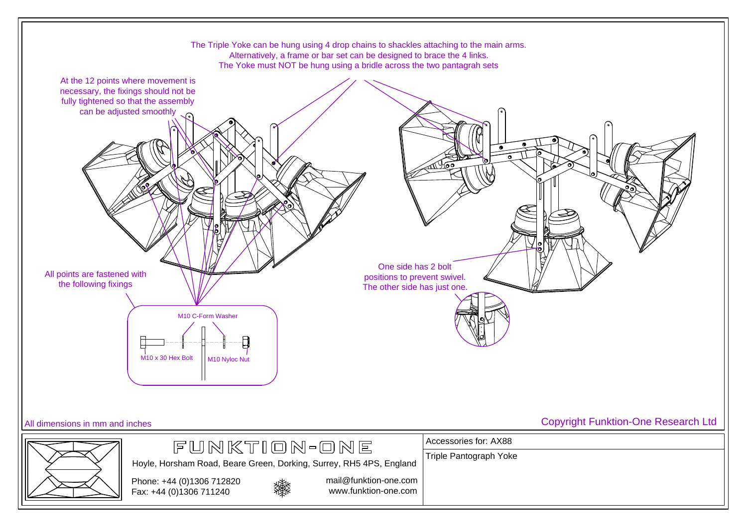The Triple Yoke can be hung using 4 drop chains to shackles attaching to the main arms.
Alternatively, a frame or bar set can be designed to brace the 4 links.
The Yoke must NOT be hung using a bridle across the two pantagrah sets

At the 12 points where movement is necessary, the fixings should not be fully tightened so that the assembly can be adjusted smoothly

All points are fastened with the following fixings

M10 C-Form Washer

M10 x 30 Hex Bolt

M10 Nyloc Nut

One side has 2 bolt positions to prevent swivel.
The other side has just one.

All dimensions in mm and inches

Copyright Funktion-One Research Ltd

FUNKTION-ONE

Hoyle, Horsham Road, Beare Green, Dorking, Surrey, RH5 4PS, England

Phone: +44 (0)1306 712820
Fax: +44 (0)1306 711240

mail@funktion-one.com
www.funktion-one.com

Accessories for: AX88

Triple Pantograph Yoke